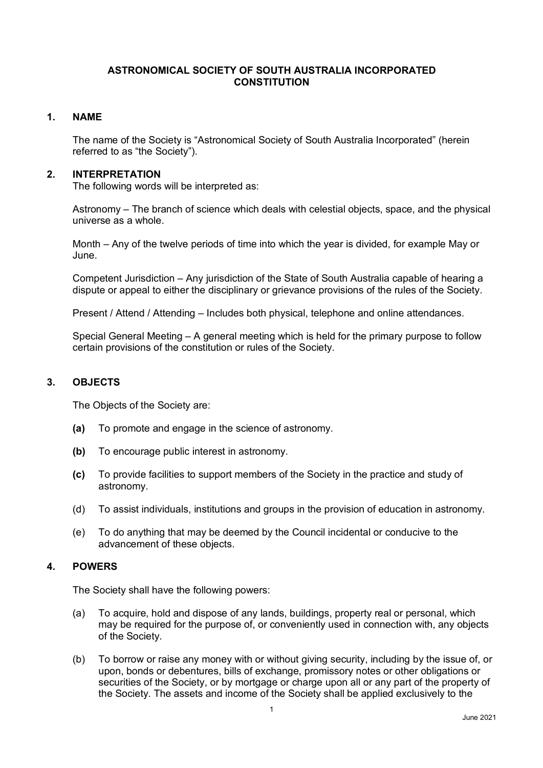# ASTRONOMICAL SOCIETY OF SOUTH AUSTRALIA INCORPORATED CONSTITUTION

## 1. NAME

The name of the Society is “Astronomical Society of South Australia Incorporated” (herein referred to as “the Society”).

## 2. INTERPRETATION

The following words will be interpreted as:

Astronomy – The branch of science which deals with celestial objects, space, and the physical universe as a whole.

Month – Any of the twelve periods of time into which the year is divided, for example May or June.

Competent Jurisdiction – Any jurisdiction of the State of South Australia capable of hearing a dispute or appeal to either the disciplinary or grievance provisions of the rules of the Society.

Present / Attend / Attending – Includes both physical, telephone and online attendances.

Special General Meeting – A general meeting which is held for the primary purpose to follow certain provisions of the constitution or rules of the Society.

## 3. OBJECTS

The Objects of the Society are:

**(a)** To promote and engage in the science of astronomy.

**(b)** To encourage public interest in astronomy.

**(c)** To provide facilities to support members of the Society in the practice and study of astronomy.

(d) To assist individuals, institutions and groups in the provision of education in astronomy.

(e) To do anything that may be deemed by the Council incidental or conducive to the advancement of these objects.

## 4. POWERS

The Society shall have the following powers:

(a) To acquire, hold and dispose of any lands, buildings, property real or personal, which may be required for the purpose of, or conveniently used in connection with, any objects of the Society.

(b) To borrow or raise any money with or without giving security, including by the issue of, or upon, bonds or debentures, bills of exchange, promissory notes or other obligations or securities of the Society, or by mortgage or charge upon all or any part of the property of the Society. The assets and income of the Society shall be applied exclusively to the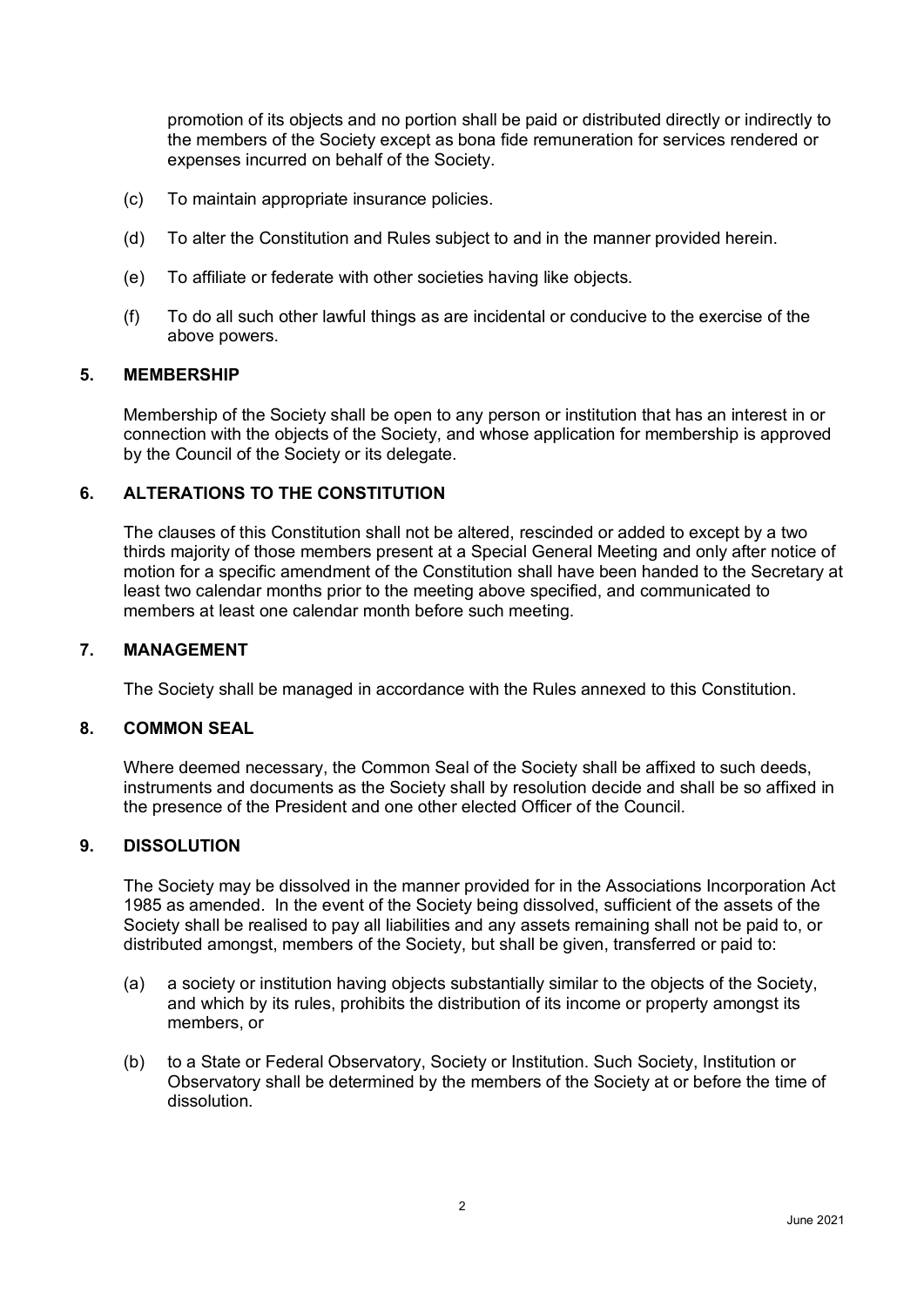promotion of its objects and no portion shall be paid or distributed directly or indirectly to the members of the Society except as bona fide remuneration for services rendered or expenses incurred on behalf of the Society.

(c) To maintain appropriate insurance policies.

(d) To alter the Constitution and Rules subject to and in the manner provided herein.

(e) To affiliate or federate with other societies having like objects.

(f) To do all such other lawful things as are incidental or conducive to the exercise of the above powers.

## 5. MEMBERSHIP

Membership of the Society shall be open to any person or institution that has an interest in or connection with the objects of the Society, and whose application for membership is approved by the Council of the Society or its delegate.

## 6. ALTERATIONS TO THE CONSTITUTION

The clauses of this Constitution shall not be altered, rescinded or added to except by a two thirds majority of those members present at a Special General Meeting and only after notice of motion for a specific amendment of the Constitution shall have been handed to the Secretary at least two calendar months prior to the meeting above specified, and communicated to members at least one calendar month before such meeting.

## 7. MANAGEMENT

The Society shall be managed in accordance with the Rules annexed to this Constitution.

## 8. COMMON SEAL

Where deemed necessary, the Common Seal of the Society shall be affixed to such deeds, instruments and documents as the Society shall by resolution decide and shall be so affixed in the presence of the President and one other elected Officer of the Council.

## 9. DISSOLUTION

The Society may be dissolved in the manner provided for in the Associations Incorporation Act 1985 as amended. In the event of the Society being dissolved, sufficient of the assets of the Society shall be realised to pay all liabilities and any assets remaining shall not be paid to, or distributed amongst, members of the Society, but shall be given, transferred or paid to:

(a) a society or institution having objects substantially similar to the objects of the Society, and which by its rules, prohibits the distribution of its income or property amongst its members, or

(b) to a State or Federal Observatory, Society or Institution. Such Society, Institution or Observatory shall be determined by the members of the Society at or before the time of dissolution.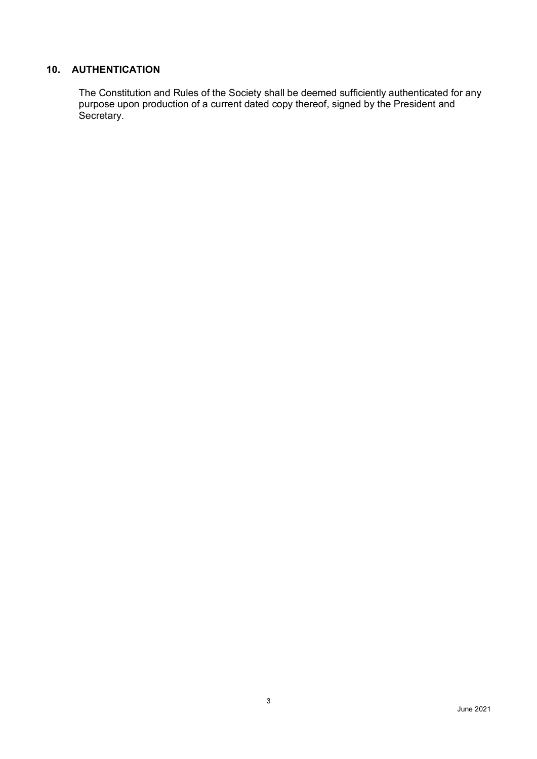## 10. AUTHENTICATION

The Constitution and Rules of the Society shall be deemed sufficiently authenticated for any purpose upon production of a current dated copy thereof, signed by the President and Secretary.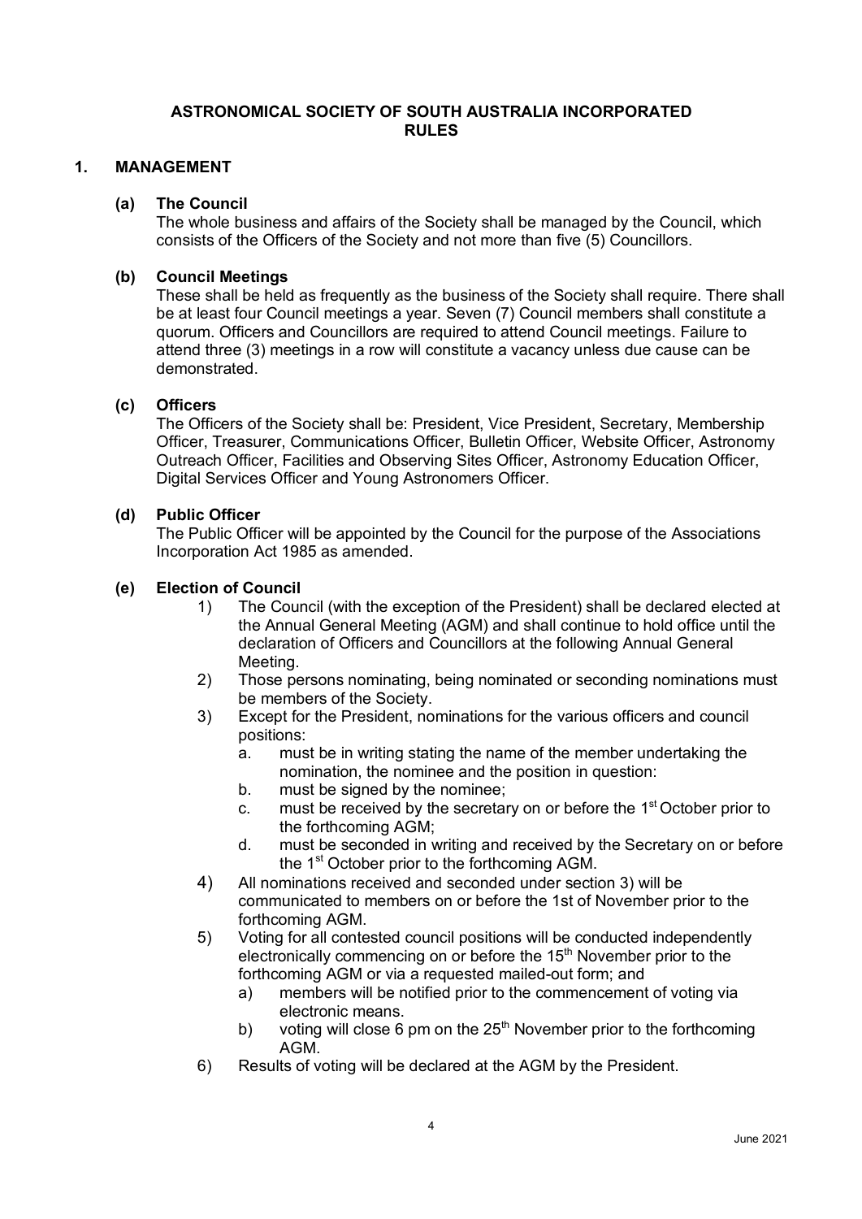# ASTRONOMICAL SOCIETY OF SOUTH AUSTRALIA INCORPORATED RULES

## 1. MANAGEMENT

### (a) The Council

The whole business and affairs of the Society shall be managed by the Council, which consists of the Officers of the Society and not more than five (5) Councillors.

### (b) Council Meetings

These shall be held as frequently as the business of the Society shall require. There shall be at least four Council meetings a year. Seven (7) Council members shall constitute a quorum. Officers and Councillors are required to attend Council meetings. Failure to attend three (3) meetings in a row will constitute a vacancy unless due cause can be demonstrated.

### (c) Officers

The Officers of the Society shall be: President, Vice President, Secretary, Membership Officer, Treasurer, Communications Officer, Bulletin Officer, Website Officer, Astronomy Outreach Officer, Facilities and Observing Sites Officer, Astronomy Education Officer, Digital Services Officer and Young Astronomers Officer.

### (d) Public Officer

The Public Officer will be appointed by the Council for the purpose of the Associations Incorporation Act 1985 as amended.

### (e) Election of Council

1) The Council (with the exception of the President) shall be declared elected at the Annual General Meeting (AGM) and shall continue to hold office until the declaration of Officers and Councillors at the following Annual General Meeting.
2) Those persons nominating, being nominated or seconding nominations must be members of the Society.
3) Except for the President, nominations for the various officers and council positions:
   a. must be in writing stating the name of the member undertaking the nomination, the nominee and the position in question:
   b. must be signed by the nominee;
   c. must be received by the secretary on or before the 1st October prior to the forthcoming AGM;
   d. must be seconded in writing and received by the Secretary on or before the 1st October prior to the forthcoming AGM.
4) All nominations received and seconded under section 3) will be communicated to members on or before the 1st of November prior to the forthcoming AGM.
5) Voting for all contested council positions will be conducted independently electronically commencing on or before the 15th November prior to the forthcoming AGM or via a requested mailed-out form; and
   a) members will be notified prior to the commencement of voting via electronic means.
   b) voting will close 6 pm on the 25th November prior to the forthcoming AGM.
6) Results of voting will be declared at the AGM by the President.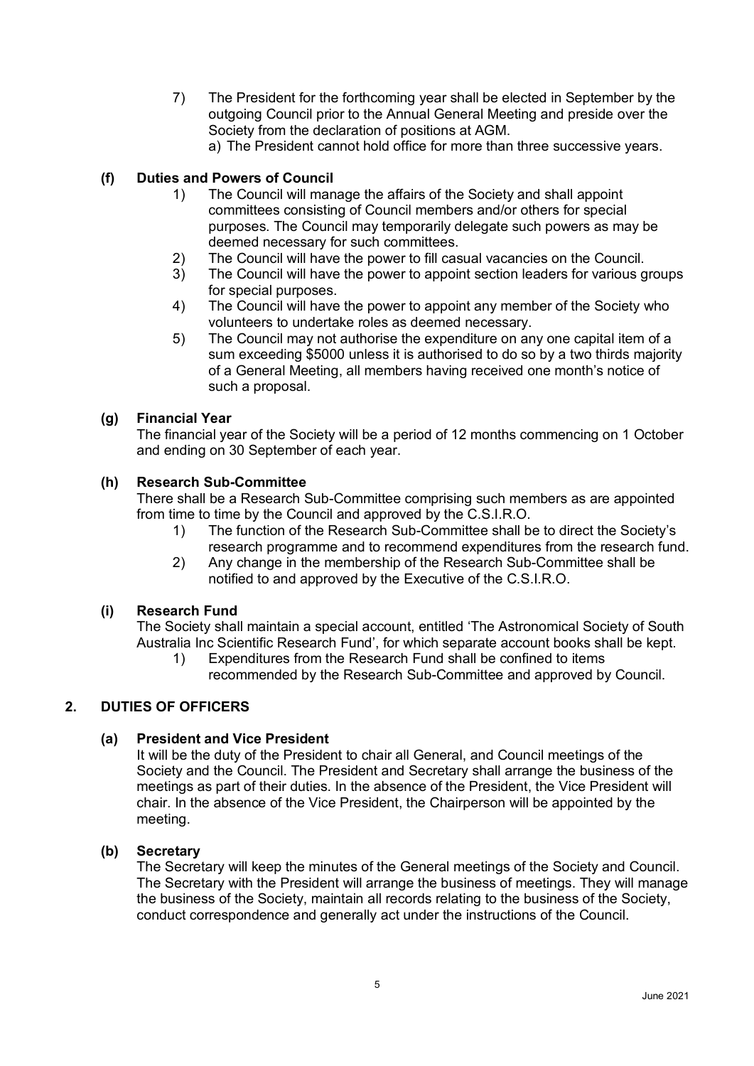7) The President for the forthcoming year shall be elected in September by the outgoing Council prior to the Annual General Meeting and preside over the Society from the declaration of positions at AGM.
   a) The President cannot hold office for more than three successive years.

### (f) Duties and Powers of Council

1) The Council will manage the affairs of the Society and shall appoint committees consisting of Council members and/or others for special purposes. The Council may temporarily delegate such powers as may be deemed necessary for such committees.
2) The Council will have the power to fill casual vacancies on the Council.
3) The Council will have the power to appoint section leaders for various groups for special purposes.
4) The Council will have the power to appoint any member of the Society who volunteers to undertake roles as deemed necessary.
5) The Council may not authorise the expenditure on any one capital item of a sum exceeding $5000 unless it is authorised to do so by a two thirds majority of a General Meeting, all members having received one month's notice of such a proposal.

### (g) Financial Year

The financial year of the Society will be a period of 12 months commencing on 1 October and ending on 30 September of each year.

### (h) Research Sub-Committee

There shall be a Research Sub-Committee comprising such members as are appointed from time to time by the Council and approved by the C.S.I.R.O.

1) The function of the Research Sub-Committee shall be to direct the Society's research programme and to recommend expenditures from the research fund.
2) Any change in the membership of the Research Sub-Committee shall be notified to and approved by the Executive of the C.S.I.R.O.

### (i) Research Fund

The Society shall maintain a special account, entitled 'The Astronomical Society of South Australia Inc Scientific Research Fund', for which separate account books shall be kept.

1) Expenditures from the Research Fund shall be confined to items recommended by the Research Sub-Committee and approved by Council.

## 2. DUTIES OF OFFICERS

### (a) President and Vice President

It will be the duty of the President to chair all General, and Council meetings of the Society and the Council. The President and Secretary shall arrange the business of the meetings as part of their duties. In the absence of the President, the Vice President will chair. In the absence of the Vice President, the Chairperson will be appointed by the meeting.

### (b) Secretary

The Secretary will keep the minutes of the General meetings of the Society and Council. The Secretary with the President will arrange the business of meetings. They will manage the business of the Society, maintain all records relating to the business of the Society, conduct correspondence and generally act under the instructions of the Council.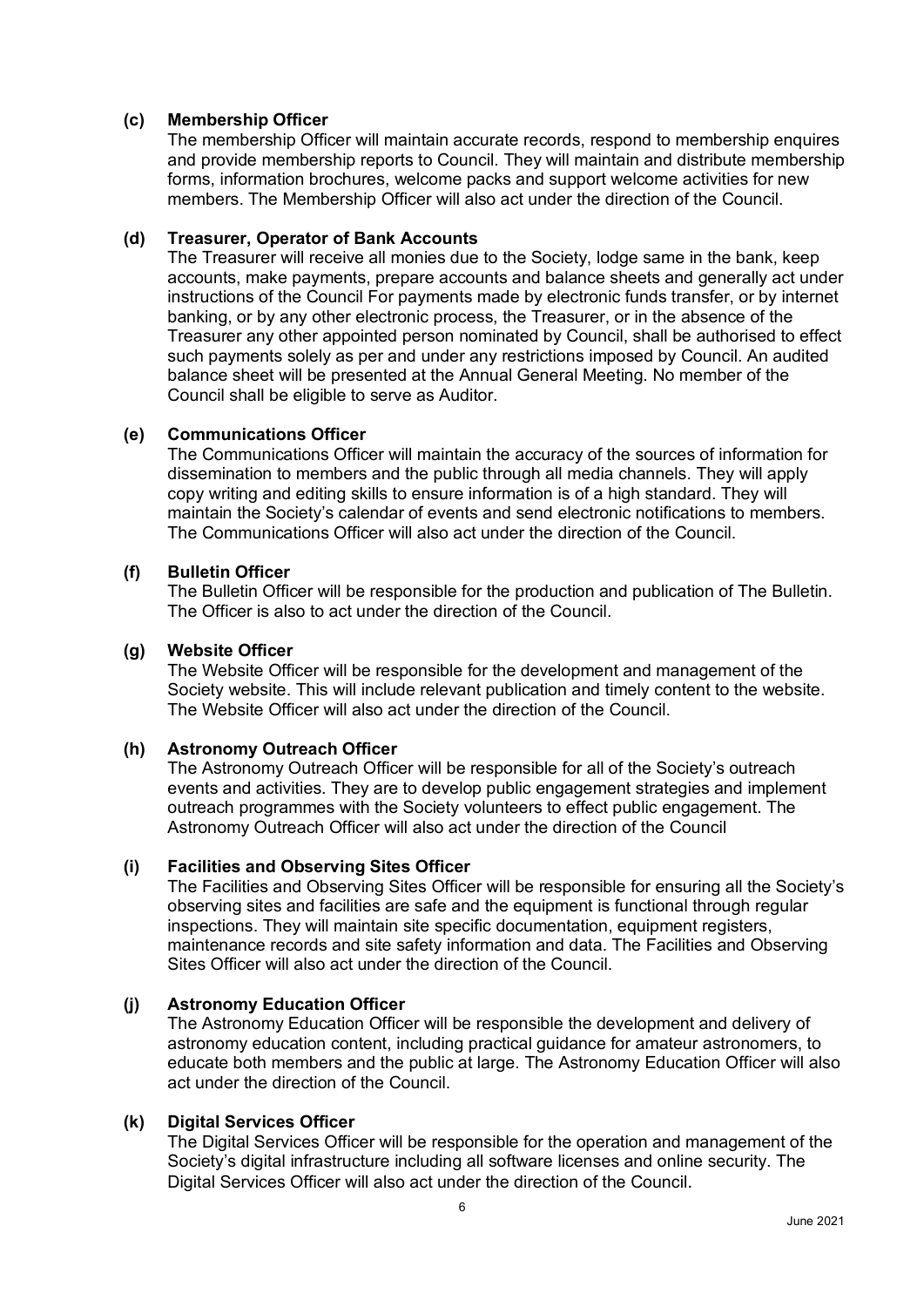**(c) Membership Officer**

The membership Officer will maintain accurate records, respond to membership enquires and provide membership reports to Council. They will maintain and distribute membership forms, information brochures, welcome packs and support welcome activities for new members. The Membership Officer will also act under the direction of the Council.

**(d) Treasurer, Operator of Bank Accounts**

The Treasurer will receive all monies due to the Society, lodge same in the bank, keep accounts, make payments, prepare accounts and balance sheets and generally act under instructions of the Council For payments made by electronic funds transfer, or by internet banking, or by any other electronic process, the Treasurer, or in the absence of the Treasurer any other appointed person nominated by Council, shall be authorised to effect such payments solely as per and under any restrictions imposed by Council. An audited balance sheet will be presented at the Annual General Meeting. No member of the Council shall be eligible to serve as Auditor.

**(e) Communications Officer**

The Communications Officer will maintain the accuracy of the sources of information for dissemination to members and the public through all media channels. They will apply copy writing and editing skills to ensure information is of a high standard. They will maintain the Society's calendar of events and send electronic notifications to members. The Communications Officer will also act under the direction of the Council.

**(f) Bulletin Officer**

The Bulletin Officer will be responsible for the production and publication of The Bulletin. The Officer is also to act under the direction of the Council.

**(g) Website Officer**

The Website Officer will be responsible for the development and management of the Society website. This will include relevant publication and timely content to the website. The Website Officer will also act under the direction of the Council.

**(h) Astronomy Outreach Officer**

The Astronomy Outreach Officer will be responsible for all of the Society's outreach events and activities. They are to develop public engagement strategies and implement outreach programmes with the Society volunteers to effect public engagement. The Astronomy Outreach Officer will also act under the direction of the Council

**(i) Facilities and Observing Sites Officer**

The Facilities and Observing Sites Officer will be responsible for ensuring all the Society's observing sites and facilities are safe and the equipment is functional through regular inspections. They will maintain site specific documentation, equipment registers, maintenance records and site safety information and data. The Facilities and Observing Sites Officer will also act under the direction of the Council.

**(j) Astronomy Education Officer**

The Astronomy Education Officer will be responsible the development and delivery of astronomy education content, including practical guidance for amateur astronomers, to educate both members and the public at large. The Astronomy Education Officer will also act under the direction of the Council.

**(k) Digital Services Officer**

The Digital Services Officer will be responsible for the operation and management of the Society's digital infrastructure including all software licenses and online security. The Digital Services Officer will also act under the direction of the Council.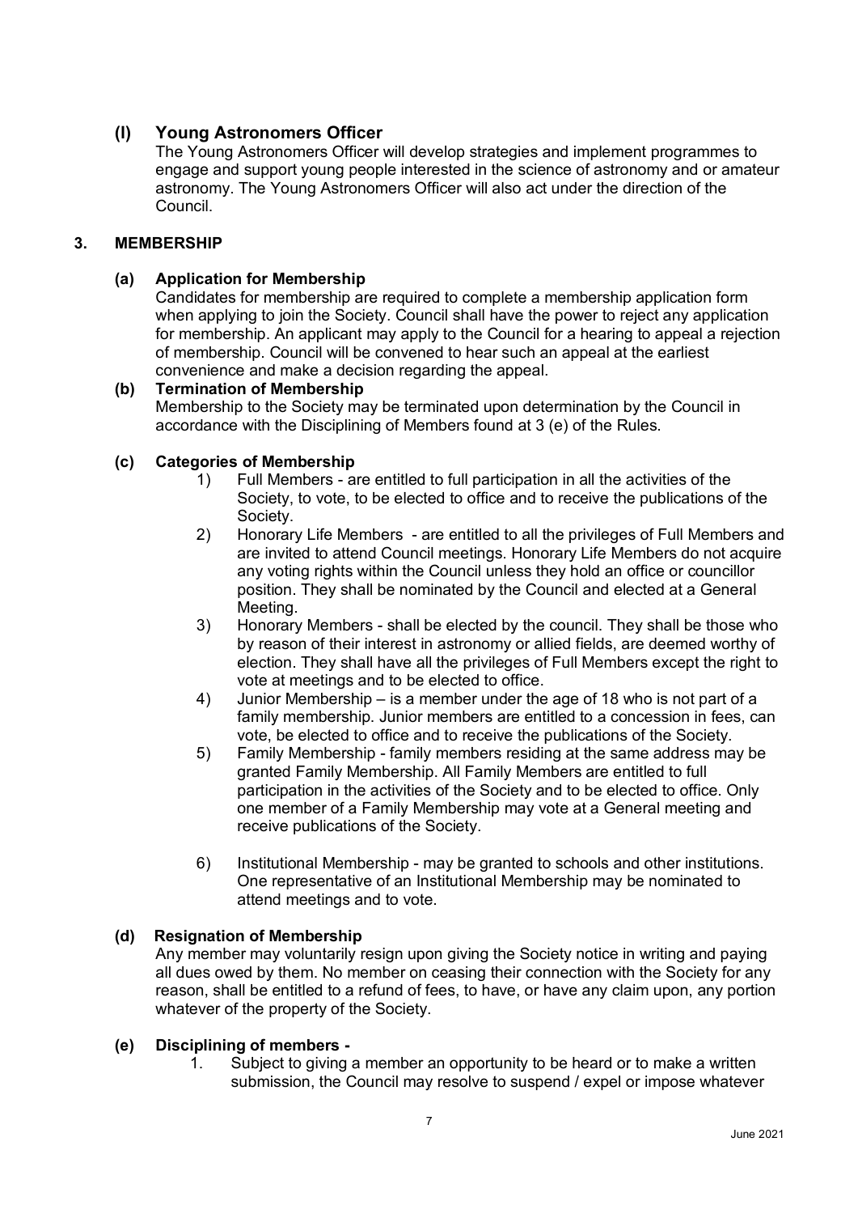### (l) Young Astronomers Officer

The Young Astronomers Officer will develop strategies and implement programmes to engage and support young people interested in the science of astronomy and or amateur astronomy. The Young Astronomers Officer will also act under the direction of the Council.

## 3. MEMBERSHIP

### (a) Application for Membership

Candidates for membership are required to complete a membership application form when applying to join the Society. Council shall have the power to reject any application for membership. An applicant may apply to the Council for a hearing to appeal a rejection of membership. Council will be convened to hear such an appeal at the earliest convenience and make a decision regarding the appeal.

### (b) Termination of Membership

Membership to the Society may be terminated upon determination by the Council in accordance with the Disciplining of Members found at 3 (e) of the Rules.

### (c) Categories of Membership

1) Full Members - are entitled to full participation in all the activities of the Society, to vote, to be elected to office and to receive the publications of the Society.
2) Honorary Life Members - are entitled to all the privileges of Full Members and are invited to attend Council meetings. Honorary Life Members do not acquire any voting rights within the Council unless they hold an office or councillor position. They shall be nominated by the Council and elected at a General Meeting.
3) Honorary Members - shall be elected by the council. They shall be those who by reason of their interest in astronomy or allied fields, are deemed worthy of election. They shall have all the privileges of Full Members except the right to vote at meetings and to be elected to office.
4) Junior Membership – is a member under the age of 18 who is not part of a family membership. Junior members are entitled to a concession in fees, can vote, be elected to office and to receive the publications of the Society.
5) Family Membership - family members residing at the same address may be granted Family Membership. All Family Members are entitled to full participation in the activities of the Society and to be elected to office. Only one member of a Family Membership may vote at a General meeting and receive publications of the Society.
6) Institutional Membership - may be granted to schools and other institutions. One representative of an Institutional Membership may be nominated to attend meetings and to vote.

### (d) Resignation of Membership

Any member may voluntarily resign upon giving the Society notice in writing and paying all dues owed by them. No member on ceasing their connection with the Society for any reason, shall be entitled to a refund of fees, to have, or have any claim upon, any portion whatever of the property of the Society.

### (e) Disciplining of members -

1. Subject to giving a member an opportunity to be heard or to make a written submission, the Council may resolve to suspend / expel or impose whatever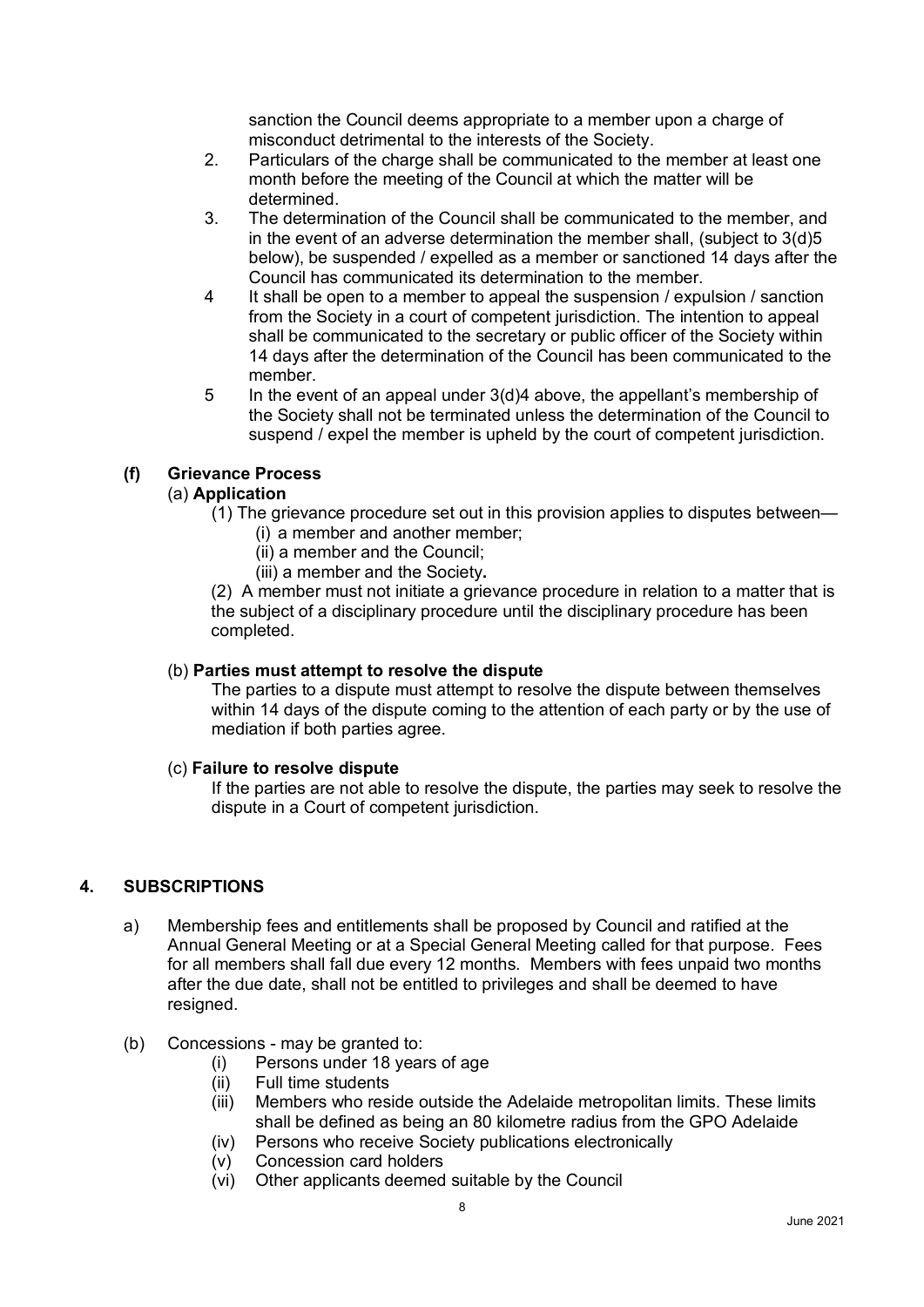sanction the Council deems appropriate to a member upon a charge of misconduct detrimental to the interests of the Society.

2. Particulars of the charge shall be communicated to the member at least one month before the meeting of the Council at which the matter will be determined.
3. The determination of the Council shall be communicated to the member, and in the event of an adverse determination the member shall, (subject to 3(d)5 below), be suspended / expelled as a member or sanctioned 14 days after the Council has communicated its determination to the member.
4. It shall be open to a member to appeal the suspension / expulsion / sanction from the Society in a court of competent jurisdiction. The intention to appeal shall be communicated to the secretary or public officer of the Society within 14 days after the determination of the Council has been communicated to the member.
5. In the event of an appeal under 3(d)4 above, the appellant's membership of the Society shall not be terminated unless the determination of the Council to suspend / expel the member is upheld by the court of competent jurisdiction.

**(f) Grievance Process**

(a) **Application**

(1) The grievance procedure set out in this provision applies to disputes between—

(i) a member and another member;

(ii) a member and the Council;

(iii) a member and the Society**.**

(2) A member must not initiate a grievance procedure in relation to a matter that is the subject of a disciplinary procedure until the disciplinary procedure has been completed.

(b) **Parties must attempt to resolve the dispute**

The parties to a dispute must attempt to resolve the dispute between themselves within 14 days of the dispute coming to the attention of each party or by the use of mediation if both parties agree.

(c) **Failure to resolve dispute**

If the parties are not able to resolve the dispute, the parties may seek to resolve the dispute in a Court of competent jurisdiction.

## 4. SUBSCRIPTIONS

a) Membership fees and entitlements shall be proposed by Council and ratified at the Annual General Meeting or at a Special General Meeting called for that purpose. Fees for all members shall fall due every 12 months. Members with fees unpaid two months after the due date, shall not be entitled to privileges and shall be deemed to have resigned.

(b) Concessions - may be granted to:

(i) Persons under 18 years of age

(ii) Full time students

(iii) Members who reside outside the Adelaide metropolitan limits. These limits shall be defined as being an 80 kilometre radius from the GPO Adelaide

(iv) Persons who receive Society publications electronically

(v) Concession card holders

(vi) Other applicants deemed suitable by the Council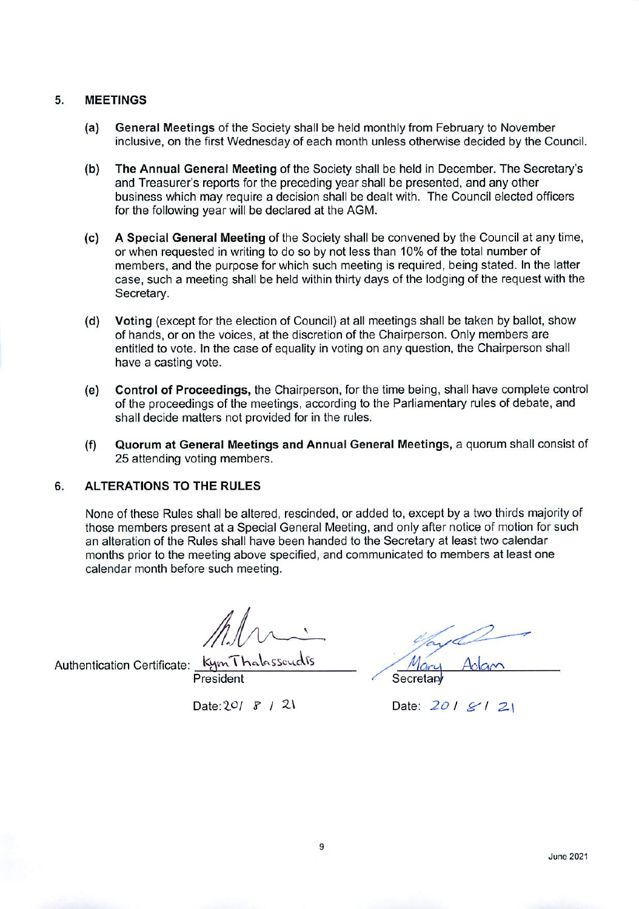## 5. MEETINGS

**(a)** **General Meetings** of the Society shall be held monthly from February to November inclusive, on the first Wednesday of each month unless otherwise decided by the Council.

**(b)** **The Annual General Meeting** of the Society shall be held in December. The Secretary's and Treasurer's reports for the preceding year shall be presented, and any other business which may require a decision shall be dealt with. The Council elected officers for the following year will be declared at the AGM.

**(c)** **A Special General Meeting** of the Society shall be convened by the Council at any time, or when requested in writing to do so by not less than 10% of the total number of members, and the purpose for which such meeting is required, being stated. In the latter case, such a meeting shall be held within thirty days of the lodging of the request with the Secretary.

**(d)** **Voting** (except for the election of Council) at all meetings shall be taken by ballot, show of hands, or on the voices, at the discretion of the Chairperson. Only members are entitled to vote. In the case of equality in voting on any question, the Chairperson shall have a casting vote.

**(e)** **Control of Proceedings,** the Chairperson, for the time being, shall have complete control of the proceedings of the meetings, according to the Parliamentary rules of debate, and shall decide matters not provided for in the rules.

**(f)** **Quorum at General Meetings and Annual General Meetings,** a quorum shall consist of 25 attending voting members.

## 6. ALTERATIONS TO THE RULES

None of these Rules shall be altered, rescinded, or added to, except by a two thirds majority of those members present at a Special General Meeting, and only after notice of motion for such an alteration of the Rules shall have been handed to the Secretary at least two calendar months prior to the meeting above specified, and communicated to members at least one calendar month before such meeting.

Authentication Certificate: Kym Thalassoudis
President
Date: 20/ 8 / 21

Mary Adam
Secretary
Date: 20 / 8 / 21

June 2021